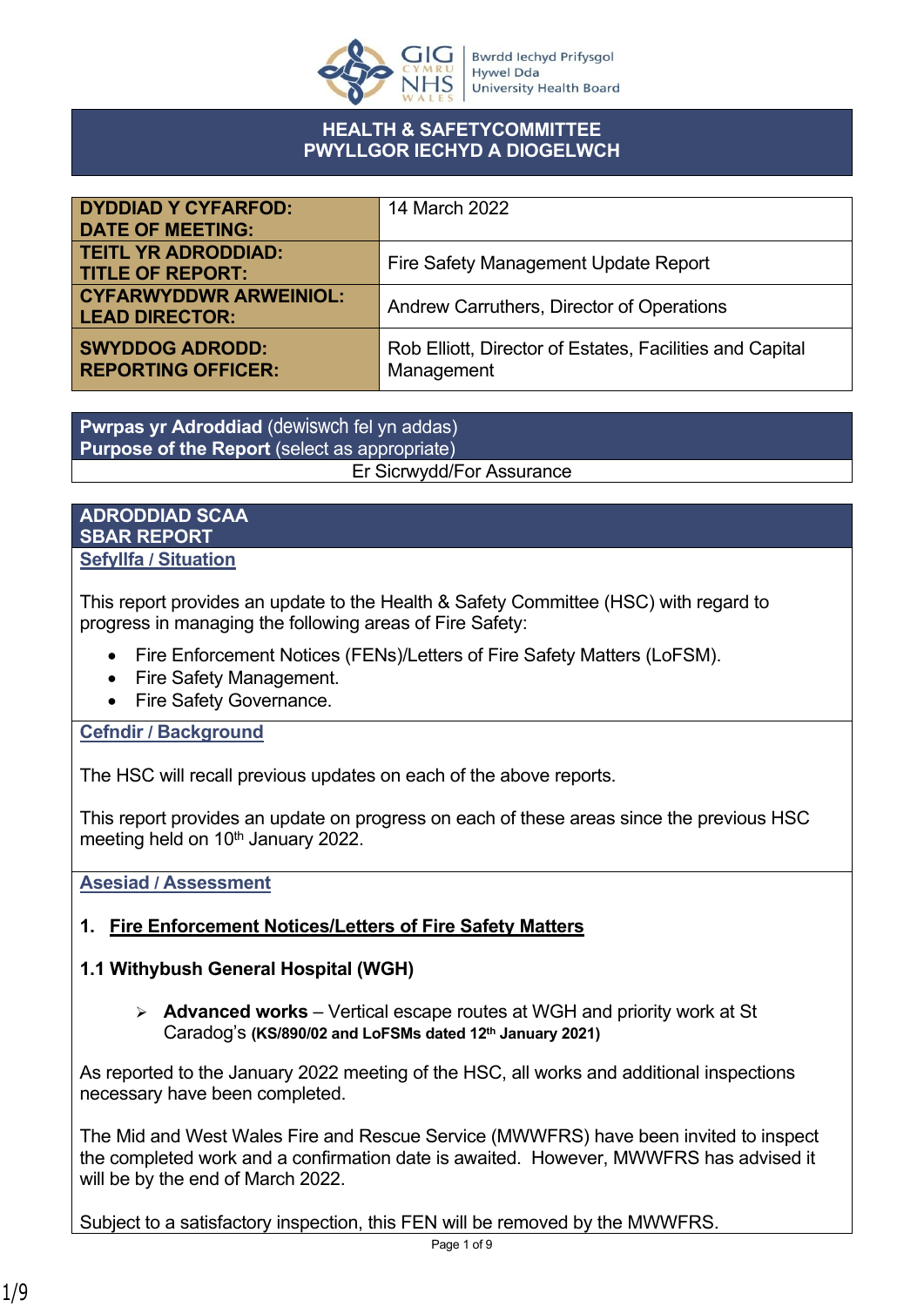# HEALTH & SAFETYCOMMITTEE
# PWYLLGOR IECHYD A DIOGELWCH

| | |
|---|---|
| **DYDDIAD Y CYFARFOD: DATE OF MEETING:** | 14 March 2022 |
| **TEITL YR ADRODDIAD: TITLE OF REPORT:** | Fire Safety Management Update Report |
| **CYFARWYDDWR ARWEINIOL: LEAD DIRECTOR:** | Andrew Carruthers, Director of Operations |
| **SWYDDOG ADRODD: REPORTING OFFICER:** | Rob Elliott, Director of Estates, Facilities and Capital Management |

| **Pwrpas yr Adroddiad** (dewiswch fel yn addas) **Purpose of the Report** (select as appropriate) |
|---|
| Er Sicrwydd/For Assurance |

## ADRODDIAD SCAA
## SBAR REPORT

### Sefyllfa / Situation

This report provides an update to the Health & Safety Committee (HSC) with regard to progress in managing the following areas of Fire Safety:

- Fire Enforcement Notices (FENs)/Letters of Fire Safety Matters (LoFSM).
- Fire Safety Management.
- Fire Safety Governance.

### Cefndir / Background

The HSC will recall previous updates on each of the above reports.

This report provides an update on progress on each of these areas since the previous HSC meeting held on 10th January 2022.

### Asesiad / Assessment

#### 1. Fire Enforcement Notices/Letters of Fire Safety Matters

#### 1.1 Withybush General Hospital (WGH)

- **Advanced works** – Vertical escape routes at WGH and priority work at St Caradog's **(KS/890/02 and LoFSMs dated 12th January 2021)**

As reported to the January 2022 meeting of the HSC, all works and additional inspections necessary have been completed.

The Mid and West Wales Fire and Rescue Service (MWWFRS) have been invited to inspect the completed work and a confirmation date is awaited. However, MWWFRS has advised it will be by the end of March 2022.

Subject to a satisfactory inspection, this FEN will be removed by the MWWFRS.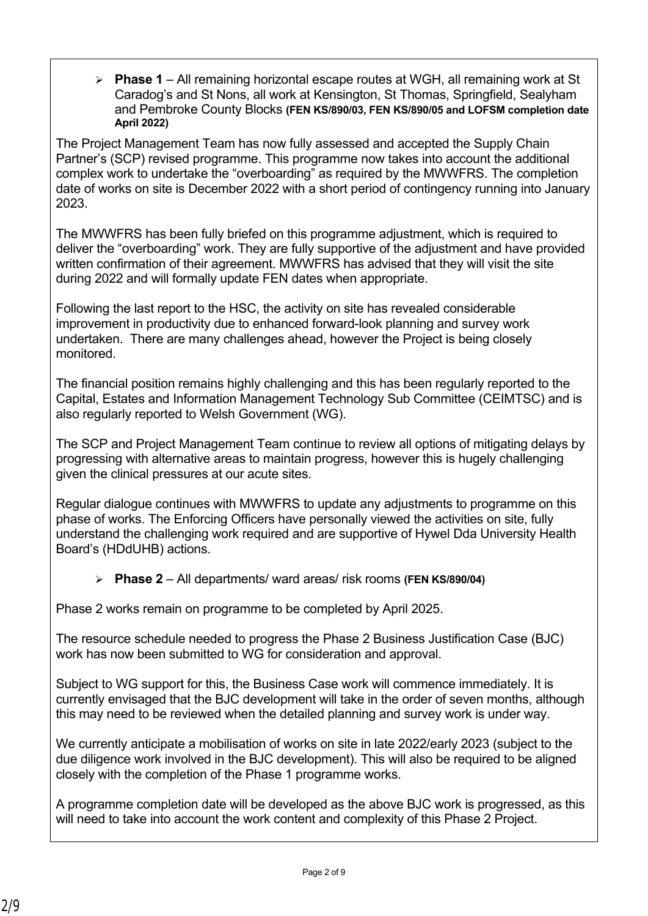- **Phase 1** – All remaining horizontal escape routes at WGH, all remaining work at St Caradog's and St Nons, all work at Kensington, St Thomas, Springfield, Sealyham and Pembroke County Blocks **(FEN KS/890/03, FEN KS/890/05 and LOFSM completion date April 2022)**

The Project Management Team has now fully assessed and accepted the Supply Chain Partner's (SCP) revised programme. This programme now takes into account the additional complex work to undertake the "overboarding" as required by the MWWFRS. The completion date of works on site is December 2022 with a short period of contingency running into January 2023.

The MWWFRS has been fully briefed on this programme adjustment, which is required to deliver the "overboarding" work. They are fully supportive of the adjustment and have provided written confirmation of their agreement. MWWFRS has advised that they will visit the site during 2022 and will formally update FEN dates when appropriate.

Following the last report to the HSC, the activity on site has revealed considerable improvement in productivity due to enhanced forward-look planning and survey work undertaken. There are many challenges ahead, however the Project is being closely monitored.

The financial position remains highly challenging and this has been regularly reported to the Capital, Estates and Information Management Technology Sub Committee (CEIMTSC) and is also regularly reported to Welsh Government (WG).

The SCP and Project Management Team continue to review all options of mitigating delays by progressing with alternative areas to maintain progress, however this is hugely challenging given the clinical pressures at our acute sites.

Regular dialogue continues with MWWFRS to update any adjustments to programme on this phase of works. The Enforcing Officers have personally viewed the activities on site, fully understand the challenging work required and are supportive of Hywel Dda University Health Board's (HDdUHB) actions.

- **Phase 2** – All departments/ ward areas/ risk rooms **(FEN KS/890/04)**

Phase 2 works remain on programme to be completed by April 2025.

The resource schedule needed to progress the Phase 2 Business Justification Case (BJC) work has now been submitted to WG for consideration and approval.

Subject to WG support for this, the Business Case work will commence immediately. It is currently envisaged that the BJC development will take in the order of seven months, although this may need to be reviewed when the detailed planning and survey work is under way.

We currently anticipate a mobilisation of works on site in late 2022/early 2023 (subject to the due diligence work involved in the BJC development). This will also be required to be aligned closely with the completion of the Phase 1 programme works.

A programme completion date will be developed as the above BJC work is progressed, as this will need to take into account the work content and complexity of this Phase 2 Project.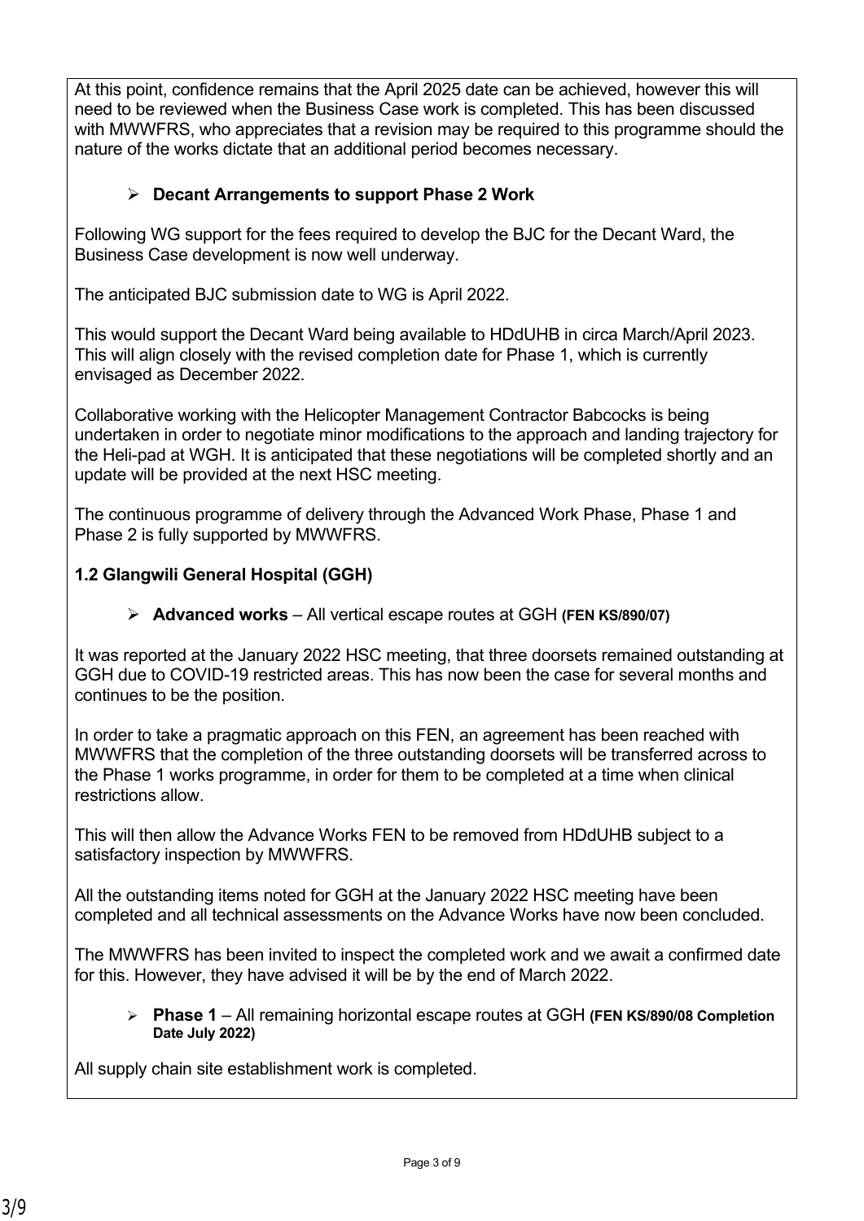At this point, confidence remains that the April 2025 date can be achieved, however this will need to be reviewed when the Business Case work is completed. This has been discussed with MWWFRS, who appreciates that a revision may be required to this programme should the nature of the works dictate that an additional period becomes necessary.

- **Decant Arrangements to support Phase 2 Work**

Following WG support for the fees required to develop the BJC for the Decant Ward, the Business Case development is now well underway.

The anticipated BJC submission date to WG is April 2022.

This would support the Decant Ward being available to HDdUHB in circa March/April 2023. This will align closely with the revised completion date for Phase 1, which is currently envisaged as December 2022.

Collaborative working with the Helicopter Management Contractor Babcocks is being undertaken in order to negotiate minor modifications to the approach and landing trajectory for the Heli-pad at WGH. It is anticipated that these negotiations will be completed shortly and an update will be provided at the next HSC meeting.

The continuous programme of delivery through the Advanced Work Phase, Phase 1 and Phase 2 is fully supported by MWWFRS.

**1.2 Glangwili General Hospital (GGH)**

- **Advanced works** – All vertical escape routes at GGH **(FEN KS/890/07)**

It was reported at the January 2022 HSC meeting, that three doorsets remained outstanding at GGH due to COVID-19 restricted areas. This has now been the case for several months and continues to be the position.

In order to take a pragmatic approach on this FEN, an agreement has been reached with MWWFRS that the completion of the three outstanding doorsets will be transferred across to the Phase 1 works programme, in order for them to be completed at a time when clinical restrictions allow.

This will then allow the Advance Works FEN to be removed from HDdUHB subject to a satisfactory inspection by MWWFRS.

All the outstanding items noted for GGH at the January 2022 HSC meeting have been completed and all technical assessments on the Advance Works have now been concluded.

The MWWFRS has been invited to inspect the completed work and we await a confirmed date for this. However, they have advised it will be by the end of March 2022.

- **Phase 1** – All remaining horizontal escape routes at GGH **(FEN KS/890/08 Completion Date July 2022)**

All supply chain site establishment work is completed.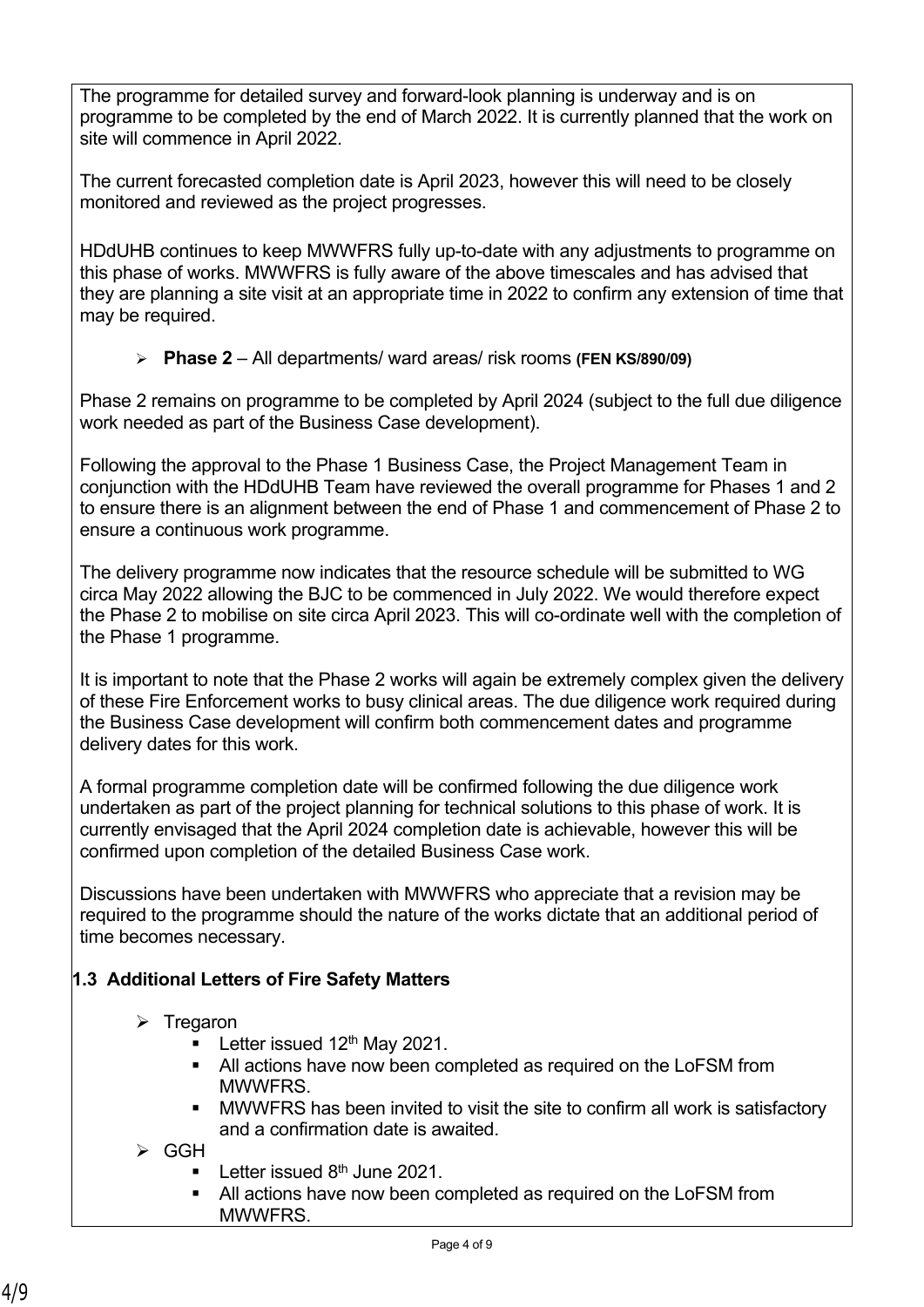The programme for detailed survey and forward-look planning is underway and is on programme to be completed by the end of March 2022. It is currently planned that the work on site will commence in April 2022.

The current forecasted completion date is April 2023, however this will need to be closely monitored and reviewed as the project progresses.

HDdUHB continues to keep MWWFRS fully up-to-date with any adjustments to programme on this phase of works. MWWFRS is fully aware of the above timescales and has advised that they are planning a site visit at an appropriate time in 2022 to confirm any extension of time that may be required.

- **Phase 2** – All departments/ ward areas/ risk rooms **(FEN KS/890/09)**

Phase 2 remains on programme to be completed by April 2024 (subject to the full due diligence work needed as part of the Business Case development).

Following the approval to the Phase 1 Business Case, the Project Management Team in conjunction with the HDdUHB Team have reviewed the overall programme for Phases 1 and 2 to ensure there is an alignment between the end of Phase 1 and commencement of Phase 2 to ensure a continuous work programme.

The delivery programme now indicates that the resource schedule will be submitted to WG circa May 2022 allowing the BJC to be commenced in July 2022. We would therefore expect the Phase 2 to mobilise on site circa April 2023. This will co-ordinate well with the completion of the Phase 1 programme.

It is important to note that the Phase 2 works will again be extremely complex given the delivery of these Fire Enforcement works to busy clinical areas. The due diligence work required during the Business Case development will confirm both commencement dates and programme delivery dates for this work.

A formal programme completion date will be confirmed following the due diligence work undertaken as part of the project planning for technical solutions to this phase of work. It is currently envisaged that the April 2024 completion date is achievable, however this will be confirmed upon completion of the detailed Business Case work.

Discussions have been undertaken with MWWFRS who appreciate that a revision may be required to the programme should the nature of the works dictate that an additional period of time becomes necessary.

### 1.3 Additional Letters of Fire Safety Matters

- Tregaron
  - Letter issued 12th May 2021.
  - All actions have now been completed as required on the LoFSM from MWWFRS.
  - MWWFRS has been invited to visit the site to confirm all work is satisfactory and a confirmation date is awaited.
- GGH
  - Letter issued 8th June 2021.
  - All actions have now been completed as required on the LoFSM from MWWFRS.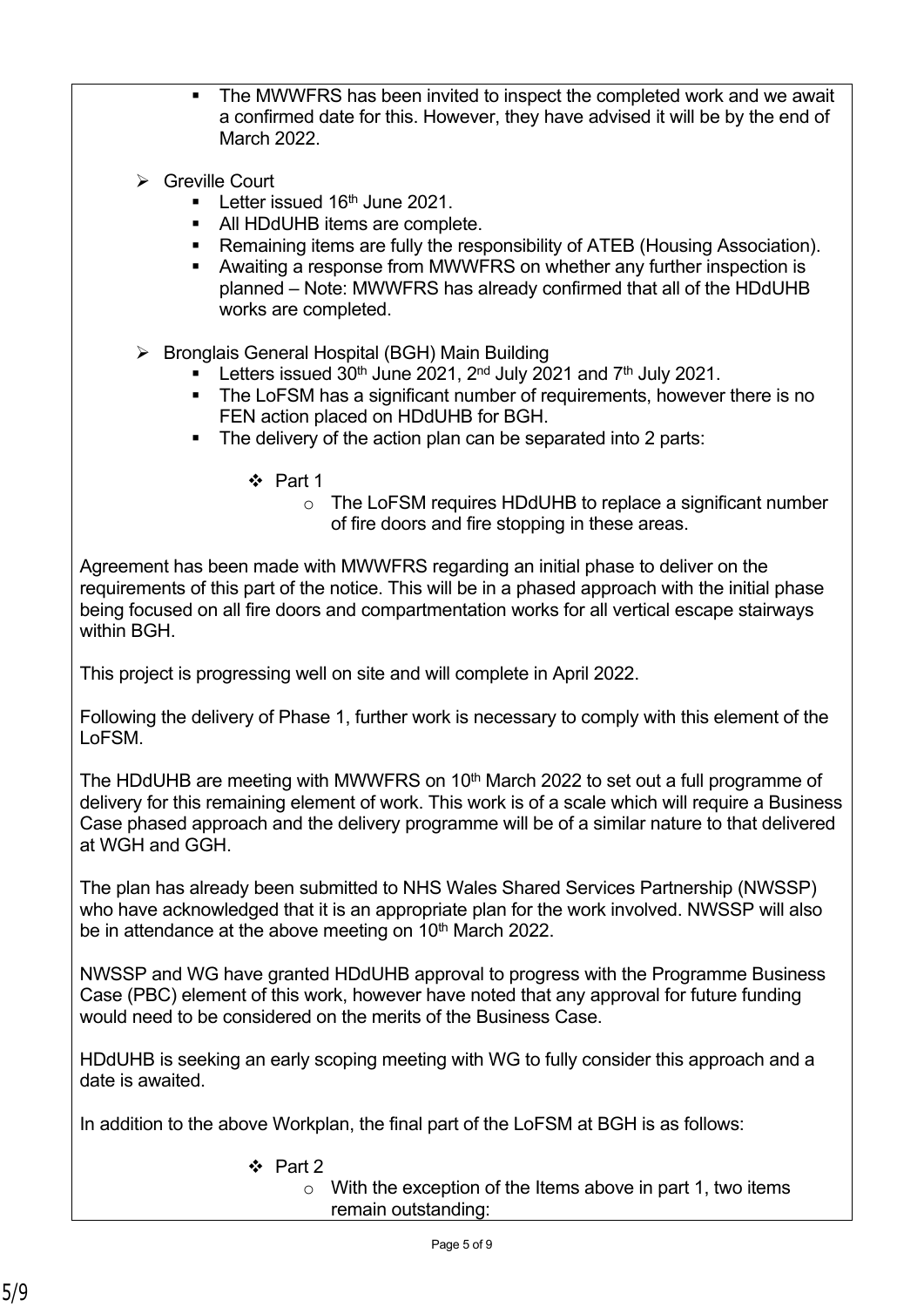- The MWWFRS has been invited to inspect the completed work and we await a confirmed date for this. However, they have advised it will be by the end of March 2022.

- Greville Court
  - Letter issued 16th June 2021.
  - All HDdUHB items are complete.
  - Remaining items are fully the responsibility of ATEB (Housing Association).
  - Awaiting a response from MWWFRS on whether any further inspection is planned – Note: MWWFRS has already confirmed that all of the HDdUHB works are completed.

- Bronglais General Hospital (BGH) Main Building
  - Letters issued 30th June 2021, 2nd July 2021 and 7th July 2021.
  - The LoFSM has a significant number of requirements, however there is no FEN action placed on HDdUHB for BGH.
  - The delivery of the action plan can be separated into 2 parts:
    - Part 1
      - The LoFSM requires HDdUHB to replace a significant number of fire doors and fire stopping in these areas.

Agreement has been made with MWWFRS regarding an initial phase to deliver on the requirements of this part of the notice. This will be in a phased approach with the initial phase being focused on all fire doors and compartmentation works for all vertical escape stairways within BGH.

This project is progressing well on site and will complete in April 2022.

Following the delivery of Phase 1, further work is necessary to comply with this element of the LoFSM.

The HDdUHB are meeting with MWWFRS on 10th March 2022 to set out a full programme of delivery for this remaining element of work. This work is of a scale which will require a Business Case phased approach and the delivery programme will be of a similar nature to that delivered at WGH and GGH.

The plan has already been submitted to NHS Wales Shared Services Partnership (NWSSP) who have acknowledged that it is an appropriate plan for the work involved. NWSSP will also be in attendance at the above meeting on 10th March 2022.

NWSSP and WG have granted HDdUHB approval to progress with the Programme Business Case (PBC) element of this work, however have noted that any approval for future funding would need to be considered on the merits of the Business Case.

HDdUHB is seeking an early scoping meeting with WG to fully consider this approach and a date is awaited.

In addition to the above Workplan, the final part of the LoFSM at BGH is as follows:

- Part 2
  - With the exception of the Items above in part 1, two items remain outstanding: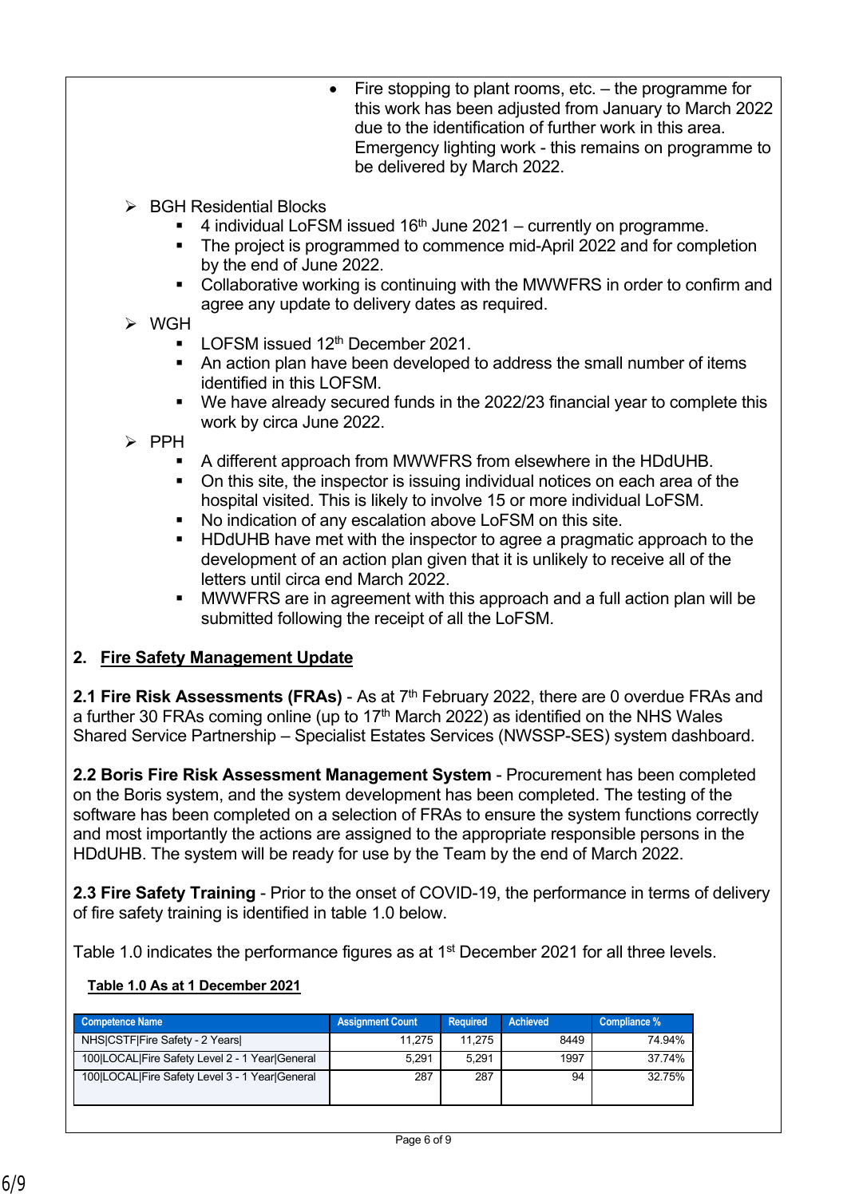- Fire stopping to plant rooms, etc. – the programme for this work has been adjusted from January to March 2022 due to the identification of further work in this area. Emergency lighting work - this remains on programme to be delivered by March 2022.

- BGH Residential Blocks
  - 4 individual LoFSM issued 16th June 2021 – currently on programme.
  - The project is programmed to commence mid-April 2022 and for completion by the end of June 2022.
  - Collaborative working is continuing with the MWWFRS in order to confirm and agree any update to delivery dates as required.
- WGH
  - LOFSM issued 12th December 2021.
  - An action plan have been developed to address the small number of items identified in this LOFSM.
  - We have already secured funds in the 2022/23 financial year to complete this work by circa June 2022.
- PPH
  - A different approach from MWWFRS from elsewhere in the HDdUHB.
  - On this site, the inspector is issuing individual notices on each area of the hospital visited. This is likely to involve 15 or more individual LoFSM.
  - No indication of any escalation above LoFSM on this site.
  - HDdUHB have met with the inspector to agree a pragmatic approach to the development of an action plan given that it is unlikely to receive all of the letters until circa end March 2022.
  - MWWFRS are in agreement with this approach and a full action plan will be submitted following the receipt of all the LoFSM.

## 2. Fire Safety Management Update

**2.1 Fire Risk Assessments (FRAs)** - As at 7th February 2022, there are 0 overdue FRAs and a further 30 FRAs coming online (up to 17th March 2022) as identified on the NHS Wales Shared Service Partnership – Specialist Estates Services (NWSSP-SES) system dashboard.

**2.2 Boris Fire Risk Assessment Management System** - Procurement has been completed on the Boris system, and the system development has been completed. The testing of the software has been completed on a selection of FRAs to ensure the system functions correctly and most importantly the actions are assigned to the appropriate responsible persons in the HDdUHB. The system will be ready for use by the Team by the end of March 2022.

**2.3 Fire Safety Training** - Prior to the onset of COVID-19, the performance in terms of delivery of fire safety training is identified in table 1.0 below.

Table 1.0 indicates the performance figures as at 1st December 2021 for all three levels.

**Table 1.0 As at 1 December 2021**

| Competence Name | Assignment Count | Required | Achieved | Compliance % |
|---|---|---|---|---|
| NHS\|CSTF\|Fire Safety - 2 Years\| | 11,275 | 11,275 | 8449 | 74.94% |
| 100\|LOCAL\|Fire Safety Level 2 - 1 Year\|General | 5,291 | 5,291 | 1997 | 37.74% |
| 100\|LOCAL\|Fire Safety Level 3 - 1 Year\|General | 287 | 287 | 94 | 32.75% |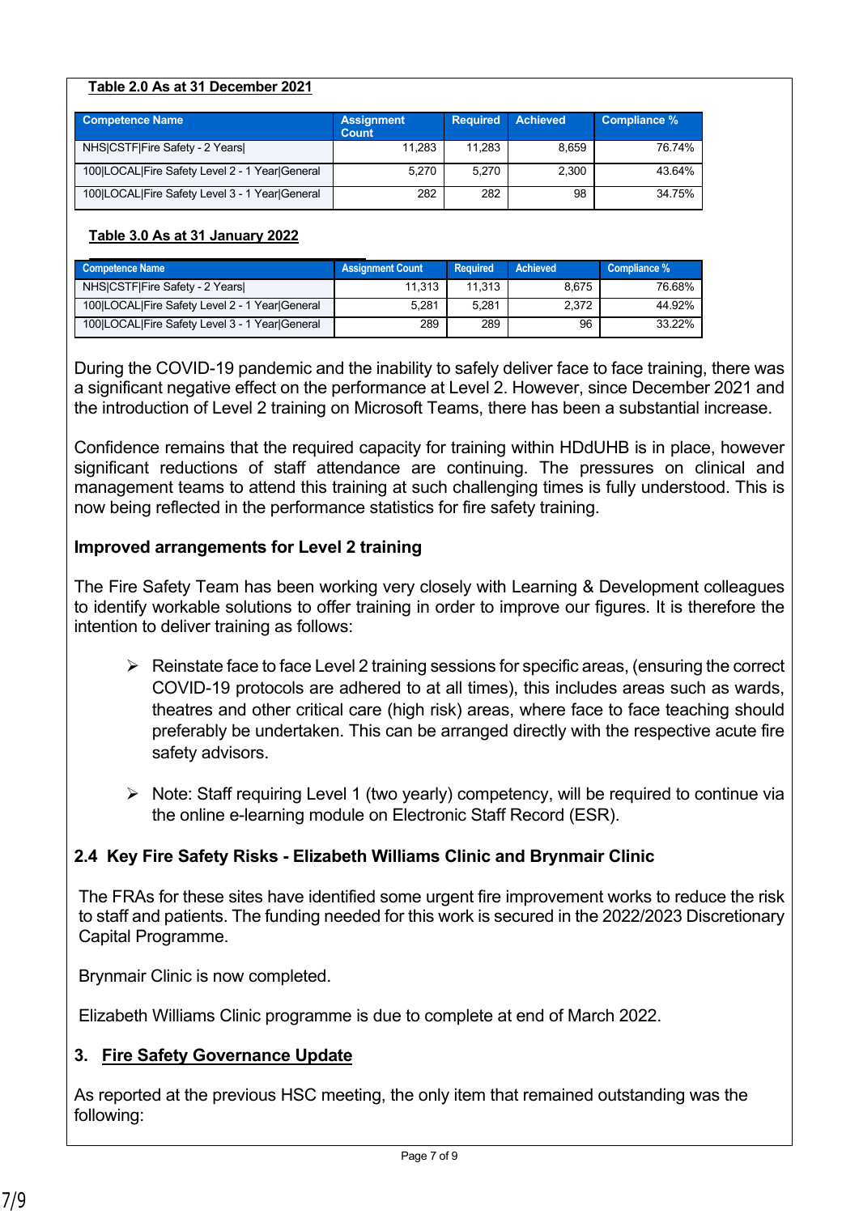**Table 2.0 As at 31 December 2021**

| Competence Name | Assignment Count | Required | Achieved | Compliance % |
|---|---|---|---|---|
| NHS\|CSTF\|Fire Safety - 2 Years\| | 11,283 | 11,283 | 8,659 | 76.74% |
| 100\|LOCAL\|Fire Safety Level 2 - 1 Year\|General | 5,270 | 5,270 | 2,300 | 43.64% |
| 100\|LOCAL\|Fire Safety Level 3 - 1 Year\|General | 282 | 282 | 98 | 34.75% |

**Table 3.0 As at 31 January 2022**

| Competence Name | Assignment Count | Required | Achieved | Compliance % |
|---|---|---|---|---|
| NHS\|CSTF\|Fire Safety - 2 Years\| | 11,313 | 11,313 | 8,675 | 76.68% |
| 100\|LOCAL\|Fire Safety Level 2 - 1 Year\|General | 5,281 | 5,281 | 2,372 | 44.92% |
| 100\|LOCAL\|Fire Safety Level 3 - 1 Year\|General | 289 | 289 | 96 | 33.22% |

During the COVID-19 pandemic and the inability to safely deliver face to face training, there was a significant negative effect on the performance at Level 2. However, since December 2021 and the introduction of Level 2 training on Microsoft Teams, there has been a substantial increase.

Confidence remains that the required capacity for training within HDdUHB is in place, however significant reductions of staff attendance are continuing. The pressures on clinical and management teams to attend this training at such challenging times is fully understood. This is now being reflected in the performance statistics for fire safety training.

**Improved arrangements for Level 2 training**

The Fire Safety Team has been working very closely with Learning & Development colleagues to identify workable solutions to offer training in order to improve our figures. It is therefore the intention to deliver training as follows:

- Reinstate face to face Level 2 training sessions for specific areas, (ensuring the correct COVID-19 protocols are adhered to at all times), this includes areas such as wards, theatres and other critical care (high risk) areas, where face to face teaching should preferably be undertaken. This can be arranged directly with the respective acute fire safety advisors.

- Note: Staff requiring Level 1 (two yearly) competency, will be required to continue via the online e-learning module on Electronic Staff Record (ESR).

### 2.4 Key Fire Safety Risks - Elizabeth Williams Clinic and Brynmair Clinic

The FRAs for these sites have identified some urgent fire improvement works to reduce the risk to staff and patients. The funding needed for this work is secured in the 2022/2023 Discretionary Capital Programme.

Brynmair Clinic is now completed.

Elizabeth Williams Clinic programme is due to complete at end of March 2022.

## 3. Fire Safety Governance Update

As reported at the previous HSC meeting, the only item that remained outstanding was the following: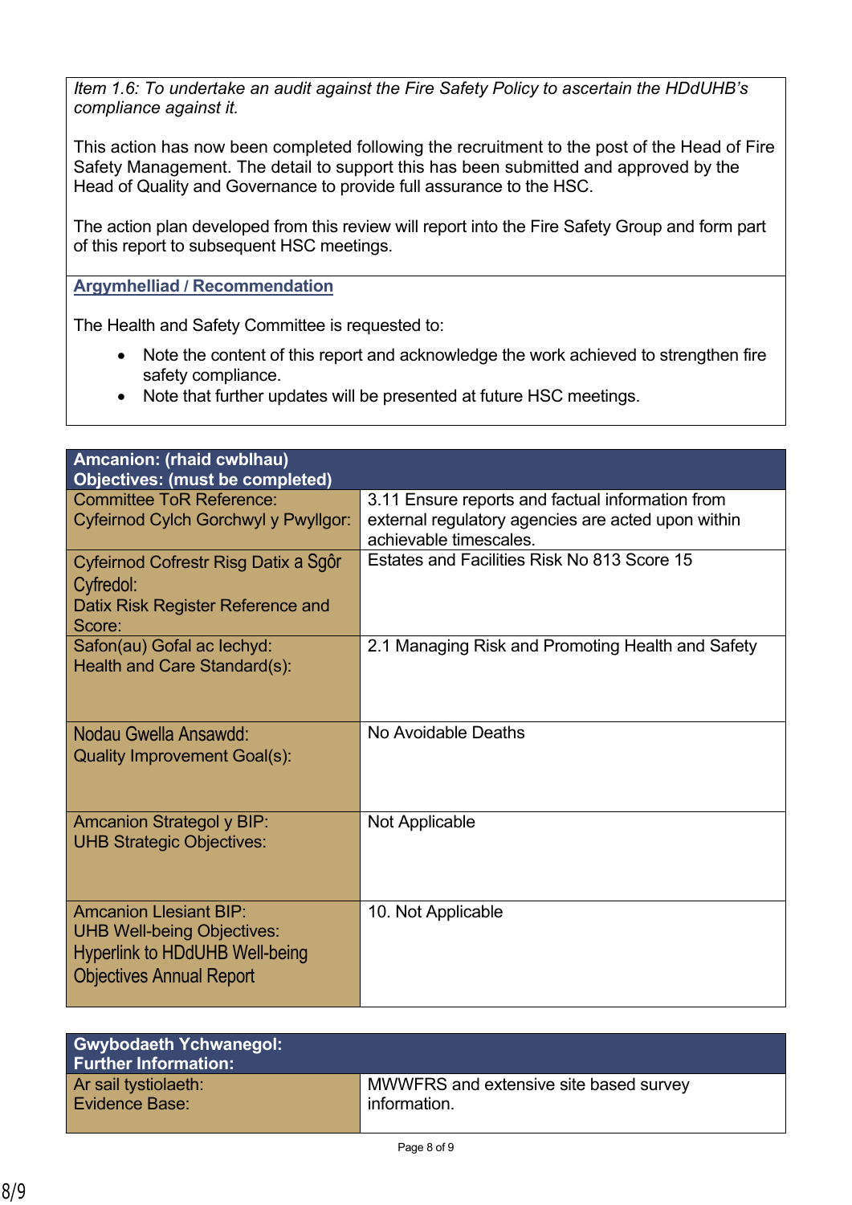*Item 1.6: To undertake an audit against the Fire Safety Policy to ascertain the HDdUHB's compliance against it.*

This action has now been completed following the recruitment to the post of the Head of Fire Safety Management. The detail to support this has been submitted and approved by the Head of Quality and Governance to provide full assurance to the HSC.

The action plan developed from this review will report into the Fire Safety Group and form part of this report to subsequent HSC meetings.

**Argymhelliad / Recommendation**

The Health and Safety Committee is requested to:

- Note the content of this report and acknowledge the work achieved to strengthen fire safety compliance.
- Note that further updates will be presented at future HSC meetings.

| **Amcanion: (rhaid cwblhau)<br>Objectives: (must be completed)** | |
|---|---|
| Committee ToR Reference:<br>Cyfeirnod Cylch Gorchwyl y Pwyllgor: | 3.11 Ensure reports and factual information from external regulatory agencies are acted upon within achievable timescales. |
| Cyfeirnod Cofrestr Risg Datix a Sgôr Cyfredol:<br>Datix Risk Register Reference and Score: | Estates and Facilities Risk No 813 Score 15 |
| Safon(au) Gofal ac Iechyd:<br>Health and Care Standard(s): | 2.1 Managing Risk and Promoting Health and Safety |
| Nodau Gwella Ansawdd:<br>Quality Improvement Goal(s): | No Avoidable Deaths |
| Amcanion Strategol y BIP:<br>UHB Strategic Objectives: | Not Applicable |
| Amcanion Llesiant BIP:<br>UHB Well-being Objectives:<br>Hyperlink to HDdUHB Well-being Objectives Annual Report | 10. Not Applicable |

| **Gwybodaeth Ychwanegol:<br>Further Information:** | |
|---|---|
| Ar sail tystiolaeth:<br>Evidence Base: | MWWFRS and extensive site based survey information. |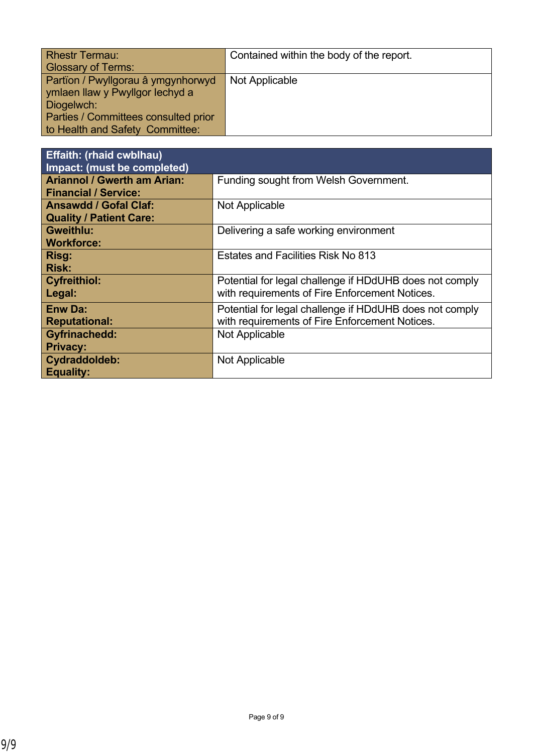| | |
|---|---|
| Rhestr Termau:<br>Glossary of Terms: | Contained within the body of the report. |
| Partïon / Pwyllgorau â ymgynhorwyd ymlaen llaw y Pwyllgor Iechyd a Diogelwch:<br>Parties / Committees consulted prior to Health and Safety Committee: | Not Applicable |

| **Effaith: (rhaid cwblhau)<br>Impact: (must be completed)** | |
|---|---|
| **Ariannol / Gwerth am Arian:<br>Financial / Service:** | Funding sought from Welsh Government. |
| **Ansawdd / Gofal Claf:<br>Quality / Patient Care:** | Not Applicable |
| **Gweithlu:<br>Workforce:** | Delivering a safe working environment |
| **Risg:<br>Risk:** | Estates and Facilities Risk No 813 |
| **Cyfreithiol:<br>Legal:** | Potential for legal challenge if HDdUHB does not comply with requirements of Fire Enforcement Notices. |
| **Enw Da:<br>Reputational:** | Potential for legal challenge if HDdUHB does not comply with requirements of Fire Enforcement Notices. |
| **Gyfrinachedd:<br>Privacy:** | Not Applicable |
| **Cydraddoldeb:<br>Equality:** | Not Applicable |